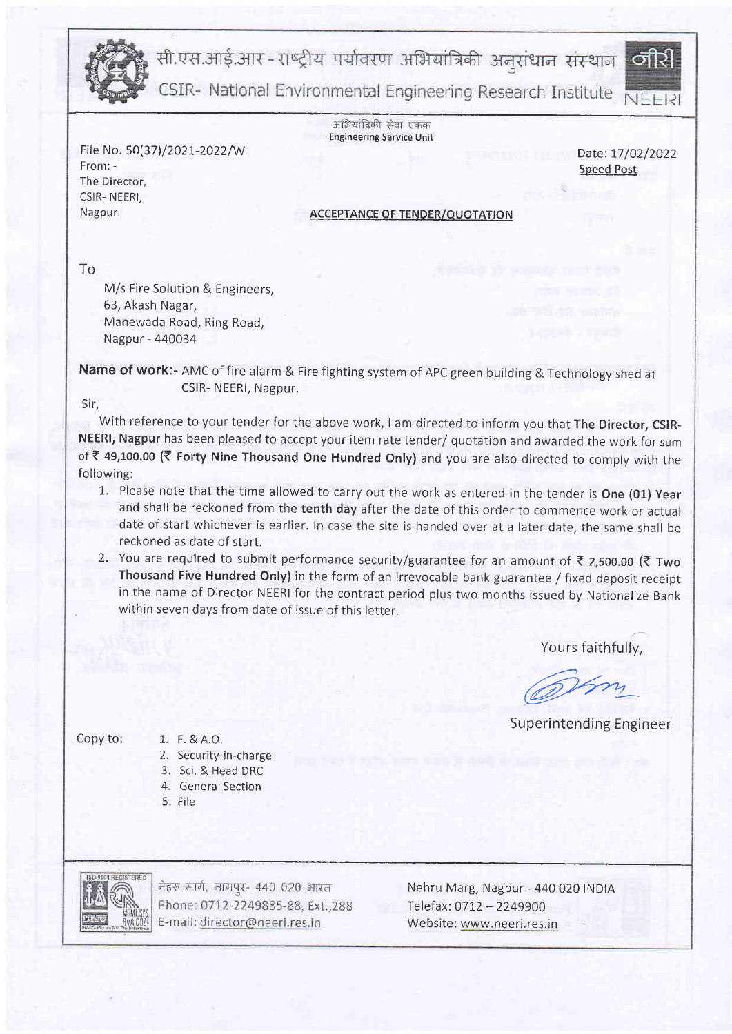# सी.एस.आई.आर - राष्ट्रीय पर्यावरण अभियांत्रिकी अनुसंधान संस्थान नीरी

# CSIR- National Environmental Engineering Research Institute NEERI

अभियांत्रिकी सेवा एकक
**Engineering Service Unit**

File No. 50(37)/2021-2022/W

Date: 17/02/2022

**Speed Post**

From: -
The Director,
CSIR- NEERI,
Nagpur.

**ACCEPTANCE OF TENDER/QUOTATION**

To

M/s Fire Solution & Engineers,
63, Akash Nagar,
Manewada Road, Ring Road,
Nagpur - 440034

**Name of work:-** AMC of fire alarm & Fire fighting system of APC green building & Technology shed at CSIR- NEERI, Nagpur.

Sir,

With reference to your tender for the above work, I am directed to inform you that **The Director, CSIR-NEERI, Nagpur** has been pleased to accept your item rate tender/ quotation and awarded the work for sum of **₹ 49,100.00 (₹ Forty Nine Thousand One Hundred Only)** and you are also directed to comply with the following:

1. Please note that the time allowed to carry out the work as entered in the tender is **One (01) Year** and shall be reckoned from the **tenth day** after the date of this order to commence work or actual date of start whichever is earlier. In case the site is handed over at a later date, the same shall be reckoned as date of start.
2. You are required to submit performance security/guarantee for an amount of **₹ 2,500.00 (₹ Two Thousand Five Hundred Only)** in the form of an irrevocable bank guarantee / fixed deposit receipt in the name of Director NEERI for the contract period plus two months issued by Nationalize Bank within seven days from date of issue of this letter.

Yours faithfully,

Superintending Engineer

Copy to:
1. F. & A.O.
2. Security-in-charge
3. Sci. & Head DRC
4. General Section
5. File

नेहरू मार्ग, नागपुर- 440 020 भारत
Phone: 0712-2249885-88, Ext.,288
E-mail: director@neeri.res.in

Nehru Marg, Nagpur - 440 020 INDIA
Telefax: 0712 – 2249900
Website: www.neeri.res.in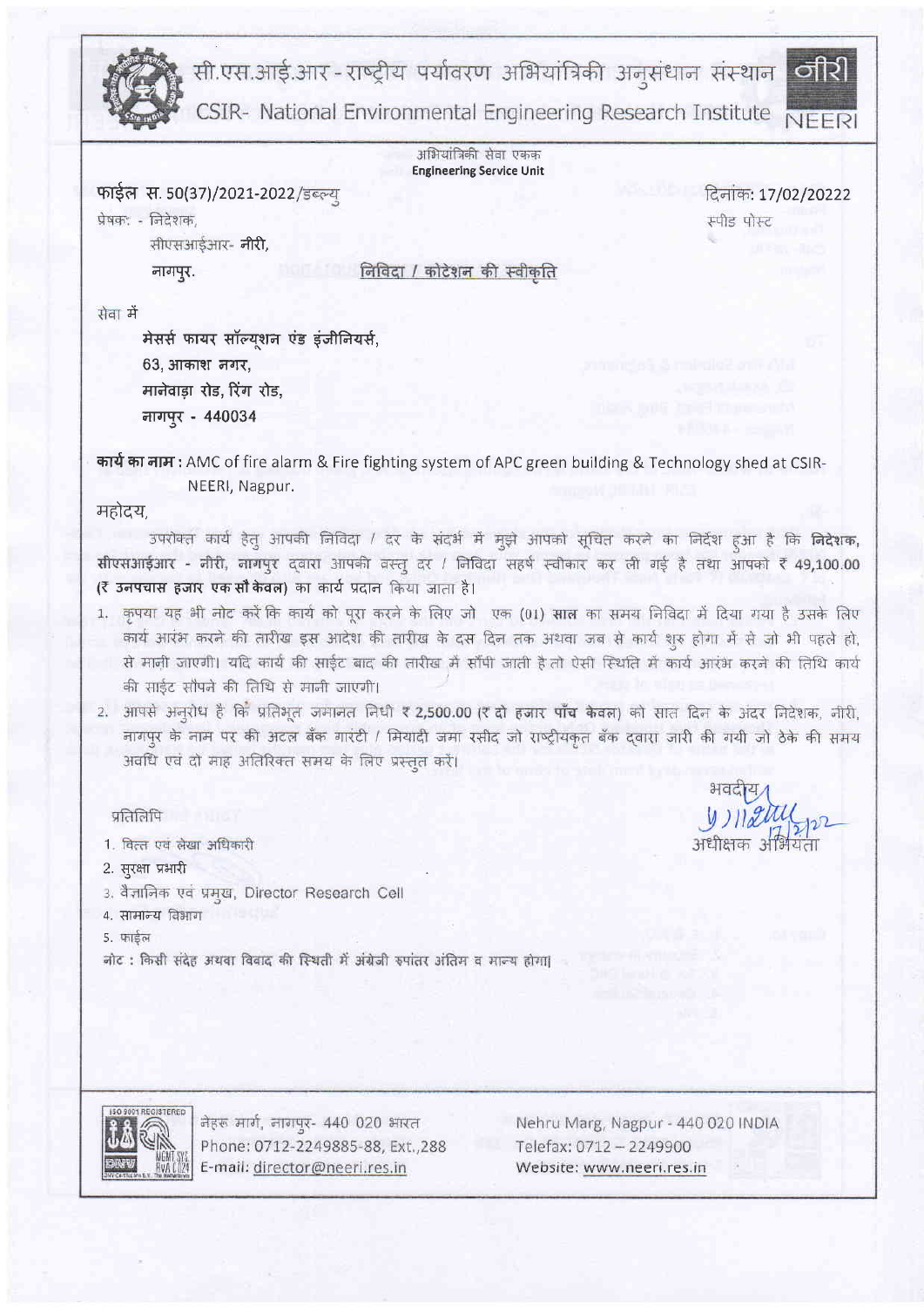सी.एस.आई.आर - राष्ट्रीय पर्यावरण अभियांत्रिकी अनुसंधान संस्थान

CSIR- National Environmental Engineering Research Institute

नीरी NEERI

अभियांत्रिकी सेवा एकक
Engineering Service Unit

फाईल स. 50(37)/2021-2022/डब्ल्यु

दिनांक: 17/02/20222

स्पीड पोस्ट

प्रेषक: - निदेशक,
सीएसआईआर- **नीरी**,
नागपुर.

## निविदा / कोटेशन की स्वीकृति

सेवा में

**मेसर्स फायर सॉल्यूशन एंड इंजीनियर्स,**
**63, आकाश नगर,**
**मानेवाड़ा रोड, रिंग रोड,**
**नागपुर - 440034**

**कार्य का नाम :** AMC of fire alarm & Fire fighting system of APC green building & Technology shed at CSIR-NEERI, Nagpur.

महोदय,

उपरोक्त कार्य हेतु आपकी निविदा / दर के संदर्भ में मुझे आपको सूचित करने का निर्देश हुआ है कि **निदेशक, सीएसआईआर - नीरी, नागपुर** द्वारा आपकी वस्तु दर / निविदा सहर्ष स्वीकार कर ली गई है तथा आपको ₹ 49,100.00 **(₹ उनपचास हजार एक सौ केवल)** का कार्य प्रदान किया जाता है।

1. कृपया यह भी नोट करें कि कार्य को पूरा करने के लिए जो एक (01) **साल** का समय निविदा में दिया गया है उसके लिए कार्य आरंभ करने की तारीख इस आदेश की तारीख के दस दिन तक अथवा जब से कार्य शुरु होगा में से जो भी पहले हो, से मानी जाएगी। यदि कार्य की साईट बाद की तारीख में सौंपी जाती है तो ऐसी स्थिति में कार्य आरंभ करने की तिथि कार्य की साईट सौंपने की तिथि से मानी जाएगी।
2. आपसे अनुरोध है कि प्रतिभूत जमानत निधी ₹ 2,500.00 (₹ दो हजार पाँच केवल) को सात दिन के अंदर निदेशक, नीरी, नागपुर के नाम पर की अटल बैंक गारंटी / मियादी जमा रसीद जो राष्ट्रीयकृत बैंक द्वारा जारी की गयी जो ठेके की समय अवधि एवं दो माह अतिरिक्त समय के लिए प्रस्तुत करें।

भवदीय
17/2/22
अधीक्षक अभियंता

प्रतिलिपि

1. वित्त एवं लेखा अधिकारी
2. सुरक्षा प्रभारी
3. वैज्ञानिक एवं प्रमुख, Director Research Cell
4. सामान्य विभाग
5. फाईल

नोट : किसी संदेह अथवा विवाद की स्थिती में अंग्रेजी रुपांतर अंतिम व मान्य होगा।

नेहरू मार्ग, नागपुर- 440 020 भारत
Phone: 0712-2249885-88, Ext.,288
E-mail: director@neeri.res.in

Nehru Marg, Nagpur - 440 020 INDIA
Telefax: 0712 – 2249900
Website: www.neeri.res.in